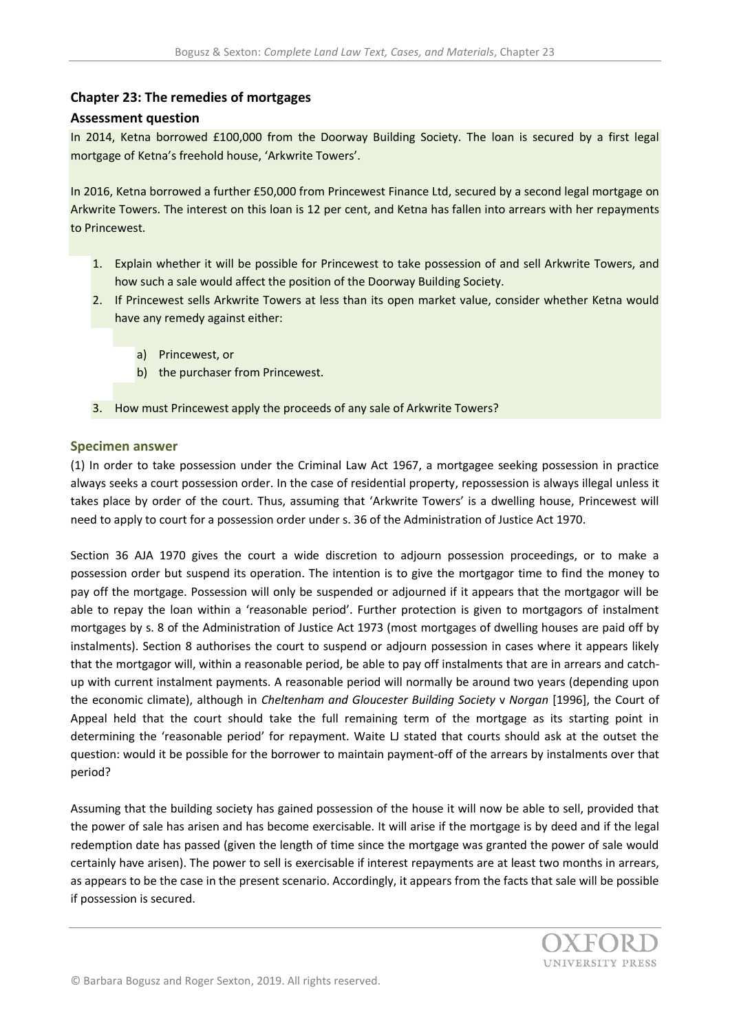## Chapter 23: The remedies of mortgages

### Assessment question

In 2014, Ketna borrowed £100,000 from the Doorway Building Society. The loan is secured by a first legal mortgage of Ketna's freehold house, 'Arkwrite Towers'.

In 2016, Ketna borrowed a further £50,000 from Princewest Finance Ltd, secured by a second legal mortgage on Arkwrite Towers. The interest on this loan is 12 per cent, and Ketna has fallen into arrears with her repayments to Princewest.

1. Explain whether it will be possible for Princewest to take possession of and sell Arkwrite Towers, and how such a sale would affect the position of the Doorway Building Society.
2. If Princewest sells Arkwrite Towers at less than its open market value, consider whether Ketna would have any remedy against either:
   a) Princewest, or
   b) the purchaser from Princewest.
3. How must Princewest apply the proceeds of any sale of Arkwrite Towers?

### Specimen answer

(1) In order to take possession under the Criminal Law Act 1967, a mortgagee seeking possession in practice always seeks a court possession order. In the case of residential property, repossession is always illegal unless it takes place by order of the court. Thus, assuming that 'Arkwrite Towers' is a dwelling house, Princewest will need to apply to court for a possession order under s. 36 of the Administration of Justice Act 1970.

Section 36 AJA 1970 gives the court a wide discretion to adjourn possession proceedings, or to make a possession order but suspend its operation. The intention is to give the mortgagor time to find the money to pay off the mortgage. Possession will only be suspended or adjourned if it appears that the mortgagor will be able to repay the loan within a 'reasonable period'. Further protection is given to mortgagors of instalment mortgages by s. 8 of the Administration of Justice Act 1973 (most mortgages of dwelling houses are paid off by instalments). Section 8 authorises the court to suspend or adjourn possession in cases where it appears likely that the mortgagor will, within a reasonable period, be able to pay off instalments that are in arrears and catch-up with current instalment payments. A reasonable period will normally be around two years (depending upon the economic climate), although in *Cheltenham and Gloucester Building Society* v *Norgan* [1996], the Court of Appeal held that the court should take the full remaining term of the mortgage as its starting point in determining the 'reasonable period' for repayment. Waite LJ stated that courts should ask at the outset the question: would it be possible for the borrower to maintain payment-off of the arrears by instalments over that period?

Assuming that the building society has gained possession of the house it will now be able to sell, provided that the power of sale has arisen and has become exercisable. It will arise if the mortgage is by deed and if the legal redemption date has passed (given the length of time since the mortgage was granted the power of sale would certainly have arisen). The power to sell is exercisable if interest repayments are at least two months in arrears, as appears to be the case in the present scenario. Accordingly, it appears from the facts that sale will be possible if possession is secured.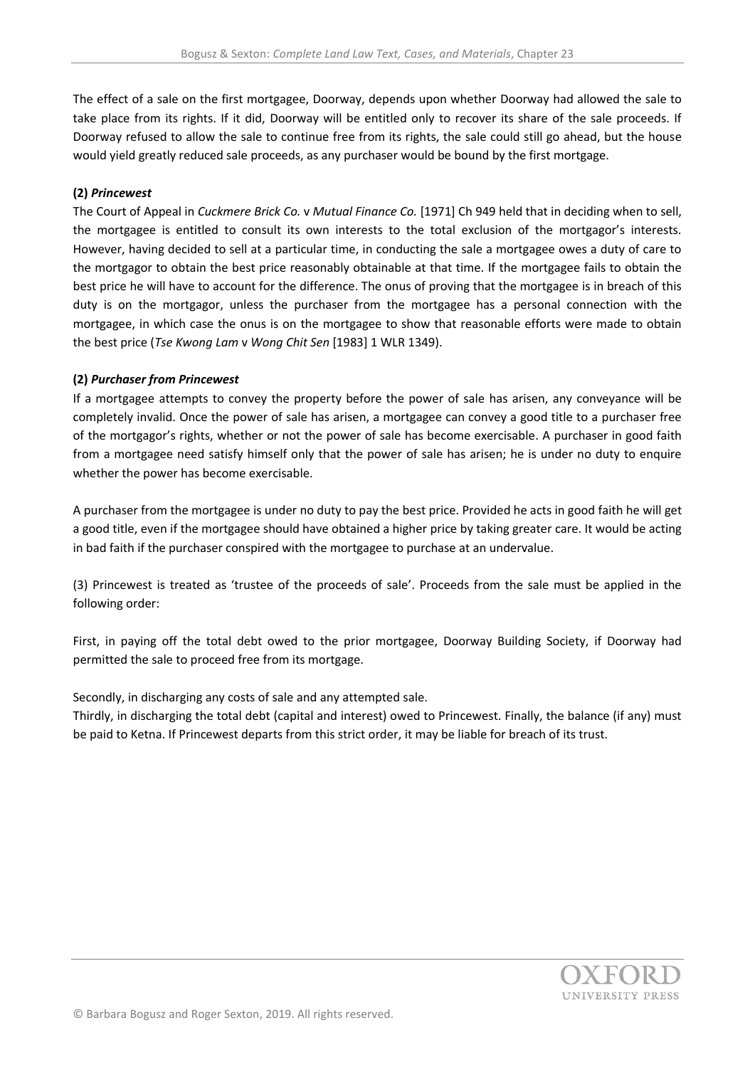The effect of a sale on the first mortgagee, Doorway, depends upon whether Doorway had allowed the sale to take place from its rights. If it did, Doorway will be entitled only to recover its share of the sale proceeds. If Doorway refused to allow the sale to continue free from its rights, the sale could still go ahead, but the house would yield greatly reduced sale proceeds, as any purchaser would be bound by the first mortgage.

**(2) *Princewest***

The Court of Appeal in *Cuckmere Brick Co.* v *Mutual Finance Co.* [1971] Ch 949 held that in deciding when to sell, the mortgagee is entitled to consult its own interests to the total exclusion of the mortgagor's interests. However, having decided to sell at a particular time, in conducting the sale a mortgagee owes a duty of care to the mortgagor to obtain the best price reasonably obtainable at that time. If the mortgagee fails to obtain the best price he will have to account for the difference. The onus of proving that the mortgagee is in breach of this duty is on the mortgagor, unless the purchaser from the mortgagee has a personal connection with the mortgagee, in which case the onus is on the mortgagee to show that reasonable efforts were made to obtain the best price (*Tse Kwong Lam* v *Wong Chit Sen* [1983] 1 WLR 1349).

**(2) *Purchaser from Princewest***

If a mortgagee attempts to convey the property before the power of sale has arisen, any conveyance will be completely invalid. Once the power of sale has arisen, a mortgagee can convey a good title to a purchaser free of the mortgagor's rights, whether or not the power of sale has become exercisable. A purchaser in good faith from a mortgagee need satisfy himself only that the power of sale has arisen; he is under no duty to enquire whether the power has become exercisable.

A purchaser from the mortgagee is under no duty to pay the best price. Provided he acts in good faith he will get a good title, even if the mortgagee should have obtained a higher price by taking greater care. It would be acting in bad faith if the purchaser conspired with the mortgagee to purchase at an undervalue.

(3) Princewest is treated as 'trustee of the proceeds of sale'. Proceeds from the sale must be applied in the following order:

First, in paying off the total debt owed to the prior mortgagee, Doorway Building Society, if Doorway had permitted the sale to proceed free from its mortgage.

Secondly, in discharging any costs of sale and any attempted sale.
Thirdly, in discharging the total debt (capital and interest) owed to Princewest. Finally, the balance (if any) must be paid to Ketna. If Princewest departs from this strict order, it may be liable for breach of its trust.